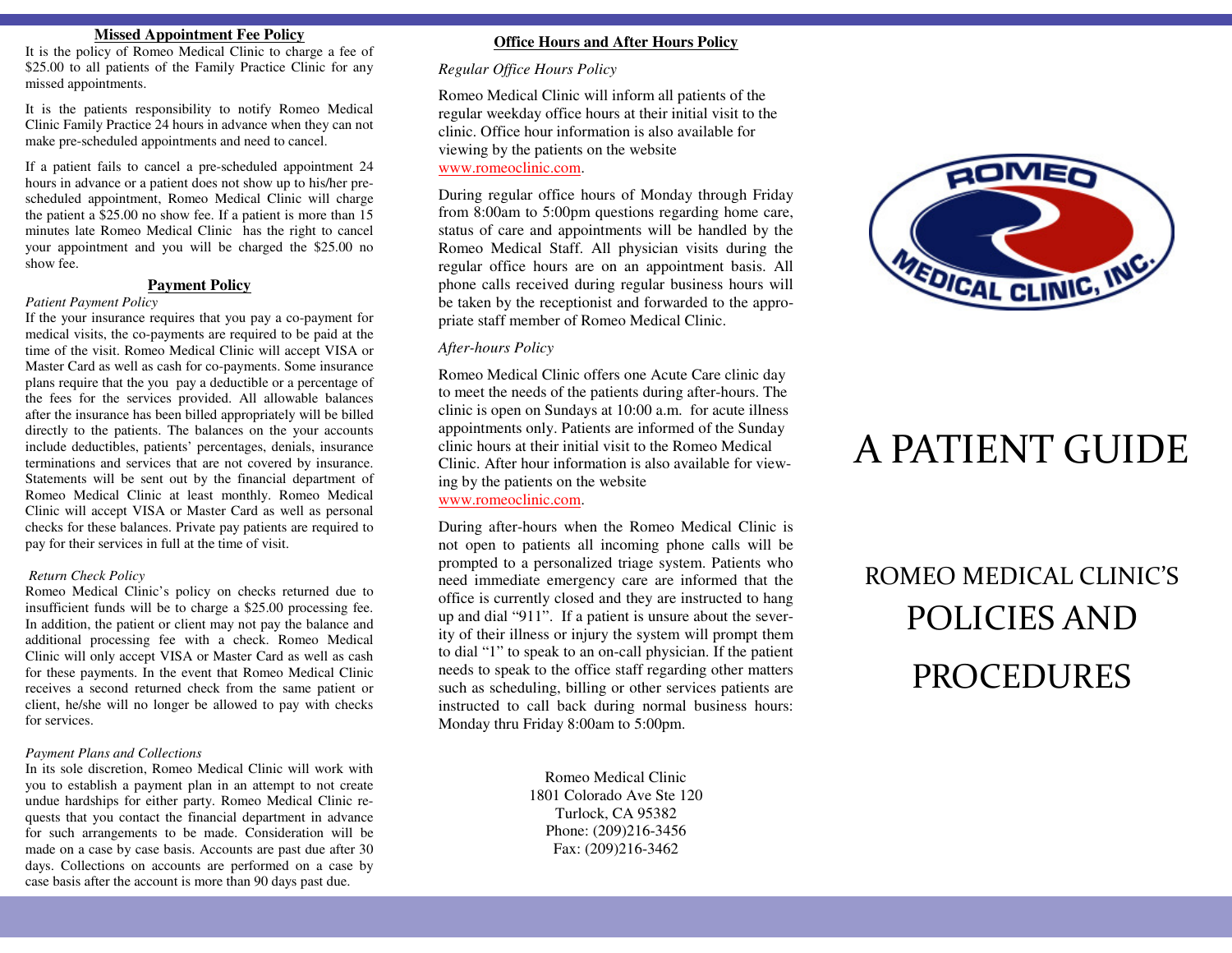## Missed Appointment Fee Policy

It is the policy of Romeo Medical Clinic to charge a fee of $25.00 to all patients of the Family Practice Clinic for any missed appointments.

It is the patients responsibility to notify Romeo Medical Clinic Family Practice 24 hours in advance when they can not make pre-scheduled appointments and need to cancel.

If a patient fails to cancel a pre-scheduled appointment 24 hours in advance or a patient does not show up to his/her pre-scheduled appointment, Romeo Medical Clinic will charge the patient a $25.00 no show fee. If a patient is more than 15 minutes late Romeo Medical Clinic has the right to cancel your appointment and you will be charged the $25.00 no show fee.

## Payment Policy

*Patient Payment Policy*

If the your insurance requires that you pay a co-payment for medical visits, the co-payments are required to be paid at the time of the visit. Romeo Medical Clinic will accept VISA or Master Card as well as cash for co-payments. Some insurance plans require that the you pay a deductible or a percentage of the fees for the services provided. All allowable balances after the insurance has been billed appropriately will be billed directly to the patients. The balances on the your accounts include deductibles, patients' percentages, denials, insurance terminations and services that are not covered by insurance. Statements will be sent out by the financial department of Romeo Medical Clinic at least monthly. Romeo Medical Clinic will accept VISA or Master Card as well as personal checks for these balances. Private pay patients are required to pay for their services in full at the time of visit.

*Return Check Policy*

Romeo Medical Clinic's policy on checks returned due to insufficient funds will be to charge a $25.00 processing fee. In addition, the patient or client may not pay the balance and additional processing fee with a check. Romeo Medical Clinic will only accept VISA or Master Card as well as cash for these payments. In the event that Romeo Medical Clinic receives a second returned check from the same patient or client, he/she will no longer be allowed to pay with checks for services.

*Payment Plans and Collections*

In its sole discretion, Romeo Medical Clinic will work with you to establish a payment plan in an attempt to not create undue hardships for either party. Romeo Medical Clinic requests that you contact the financial department in advance for such arrangements to be made. Consideration will be made on a case by case basis. Accounts are past due after 30 days. Collections on accounts are performed on a case by case basis after the account is more than 90 days past due.

## Office Hours and After Hours Policy

*Regular Office Hours Policy*

Romeo Medical Clinic will inform all patients of the regular weekday office hours at their initial visit to the clinic. Office hour information is also available for viewing by the patients on the website www.romeoclinic.com.

During regular office hours of Monday through Friday from 8:00am to 5:00pm questions regarding home care, status of care and appointments will be handled by the Romeo Medical Staff. All physician visits during the regular office hours are on an appointment basis. All phone calls received during regular business hours will be taken by the receptionist and forwarded to the appropriate staff member of Romeo Medical Clinic.

*After-hours Policy*

Romeo Medical Clinic offers one Acute Care clinic day to meet the needs of the patients during after-hours. The clinic is open on Sundays at 10:00 a.m. for acute illness appointments only. Patients are informed of the Sunday clinic hours at their initial visit to the Romeo Medical Clinic. After hour information is also available for viewing by the patients on the website www.romeoclinic.com.

During after-hours when the Romeo Medical Clinic is not open to patients all incoming phone calls will be prompted to a personalized triage system. Patients who need immediate emergency care are informed that the office is currently closed and they are instructed to hang up and dial "911". If a patient is unsure about the severity of their illness or injury the system will prompt them to dial "1" to speak to an on-call physician. If the patient needs to speak to the office staff regarding other matters such as scheduling, billing or other services patients are instructed to call back during normal business hours: Monday thru Friday 8:00am to 5:00pm.

Romeo Medical Clinic
1801 Colorado Ave Ste 120
Turlock, CA 95382
Phone: (209)216-3456
Fax: (209)216-3462

ROMEO MEDICAL CLINIC, INC.

# A PATIENT GUIDE

## ROMEO MEDICAL CLINIC'S POLICIES AND PROCEDURES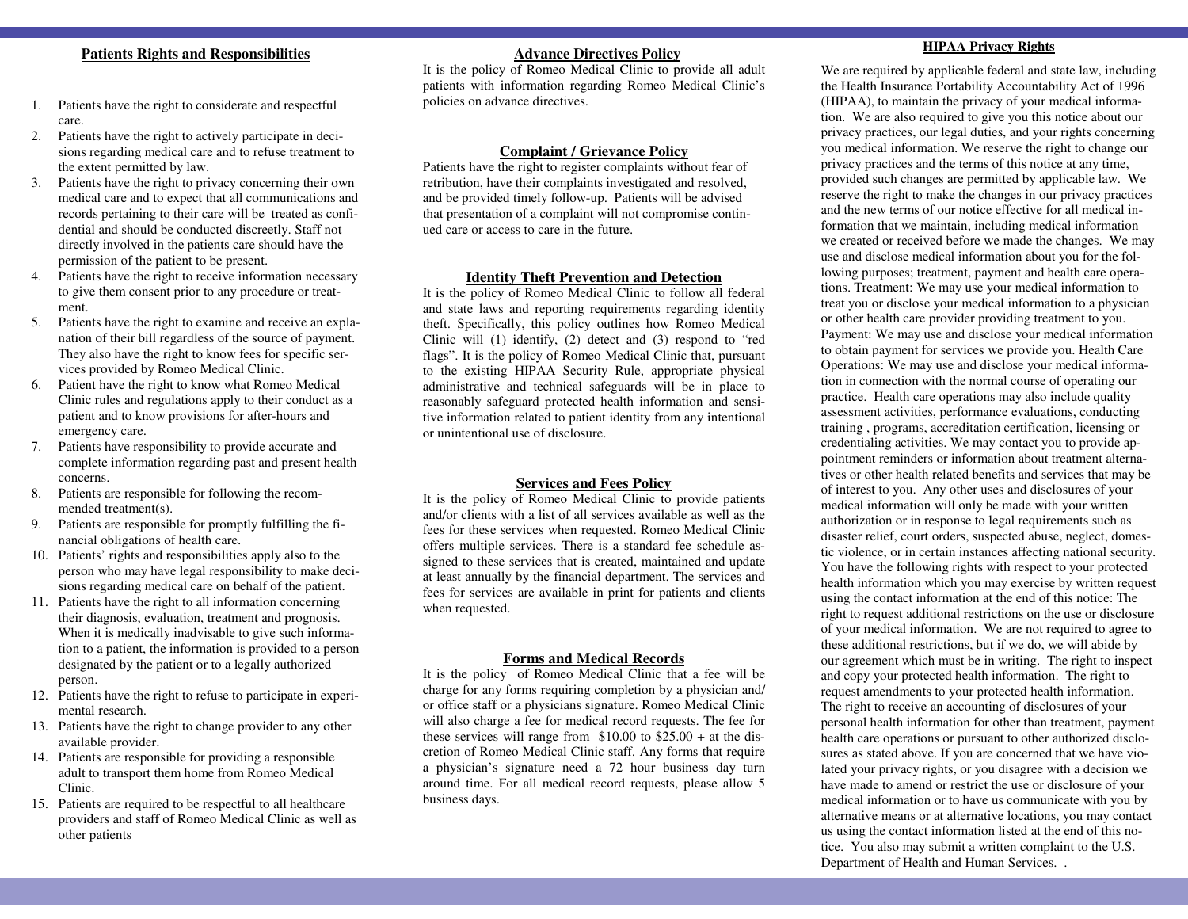## Patients Rights and Responsibilities

1. Patients have the right to considerate and respectful care.
2. Patients have the right to actively participate in decisions regarding medical care and to refuse treatment to the extent permitted by law.
3. Patients have the right to privacy concerning their own medical care and to expect that all communications and records pertaining to their care will be treated as confidential and should be conducted discreetly. Staff not directly involved in the patients care should have the permission of the patient to be present.
4. Patients have the right to receive information necessary to give them consent prior to any procedure or treatment.
5. Patients have the right to examine and receive an explanation of their bill regardless of the source of payment. They also have the right to know fees for specific services provided by Romeo Medical Clinic.
6. Patient have the right to know what Romeo Medical Clinic rules and regulations apply to their conduct as a patient and to know provisions for after-hours and emergency care.
7. Patients have responsibility to provide accurate and complete information regarding past and present health concerns.
8. Patients are responsible for following the recommended treatment(s).
9. Patients are responsible for promptly fulfilling the financial obligations of health care.
10. Patients' rights and responsibilities apply also to the person who may have legal responsibility to make decisions regarding medical care on behalf of the patient.
11. Patients have the right to all information concerning their diagnosis, evaluation, treatment and prognosis. When it is medically inadvisable to give such information to a patient, the information is provided to a person designated by the patient or to a legally authorized person.
12. Patients have the right to refuse to participate in experimental research.
13. Patients have the right to change provider to any other available provider.
14. Patients are responsible for providing a responsible adult to transport them home from Romeo Medical Clinic.
15. Patients are required to be respectful to all healthcare providers and staff of Romeo Medical Clinic as well as other patients

## Advance Directives Policy

It is the policy of Romeo Medical Clinic to provide all adult patients with information regarding Romeo Medical Clinic's policies on advance directives.

## Complaint / Grievance Policy

Patients have the right to register complaints without fear of retribution, have their complaints investigated and resolved, and be provided timely follow-up. Patients will be advised that presentation of a complaint will not compromise continued care or access to care in the future.

## Identity Theft Prevention and Detection

It is the policy of Romeo Medical Clinic to follow all federal and state laws and reporting requirements regarding identity theft. Specifically, this policy outlines how Romeo Medical Clinic will (1) identify, (2) detect and (3) respond to "red flags". It is the policy of Romeo Medical Clinic that, pursuant to the existing HIPAA Security Rule, appropriate physical administrative and technical safeguards will be in place to reasonably safeguard protected health information and sensitive information related to patient identity from any intentional or unintentional use of disclosure.

## Services and Fees Policy

It is the policy of Romeo Medical Clinic to provide patients and/or clients with a list of all services available as well as the fees for these services when requested. Romeo Medical Clinic offers multiple services. There is a standard fee schedule assigned to these services that is created, maintained and update at least annually by the financial department. The services and fees for services are available in print for patients and clients when requested.

## Forms and Medical Records

It is the policy of Romeo Medical Clinic that a fee will be charge for any forms requiring completion by a physician and/ or office staff or a physicians signature. Romeo Medical Clinic will also charge a fee for medical record requests. The fee for these services will range from $10.00 to $25.00 + at the discretion of Romeo Medical Clinic staff. Any forms that require a physician's signature need a 72 hour business day turn around time. For all medical record requests, please allow 5 business days.

## HIPAA Privacy Rights

We are required by applicable federal and state law, including the Health Insurance Portability Accountability Act of 1996 (HIPAA), to maintain the privacy of your medical information. We are also required to give you this notice about our privacy practices, our legal duties, and your rights concerning you medical information. We reserve the right to change our privacy practices and the terms of this notice at any time, provided such changes are permitted by applicable law. We reserve the right to make the changes in our privacy practices and the new terms of our notice effective for all medical information that we maintain, including medical information we created or received before we made the changes. We may use and disclose medical information about you for the following purposes; treatment, payment and health care operations. Treatment: We may use your medical information to treat you or disclose your medical information to a physician or other health care provider providing treatment to you. Payment: We may use and disclose your medical information to obtain payment for services we provide you. Health Care Operations: We may use and disclose your medical information in connection with the normal course of operating our practice. Health care operations may also include quality assessment activities, performance evaluations, conducting training , programs, accreditation certification, licensing or credentialing activities. We may contact you to provide appointment reminders or information about treatment alternatives or other health related benefits and services that may be of interest to you. Any other uses and disclosures of your medical information will only be made with your written authorization or in response to legal requirements such as disaster relief, court orders, suspected abuse, neglect, domestic violence, or in certain instances affecting national security. You have the following rights with respect to your protected health information which you may exercise by written request using the contact information at the end of this notice: The right to request additional restrictions on the use or disclosure of your medical information. We are not required to agree to these additional restrictions, but if we do, we will abide by our agreement which must be in writing. The right to inspect and copy your protected health information. The right to request amendments to your protected health information. The right to receive an accounting of disclosures of your personal health information for other than treatment, payment health care operations or pursuant to other authorized disclosures as stated above. If you are concerned that we have violated your privacy rights, or you disagree with a decision we have made to amend or restrict the use or disclosure of your medical information or to have us communicate with you by alternative means or at alternative locations, you may contact us using the contact information listed at the end of this notice. You also may submit a written complaint to the U.S. Department of Health and Human Services. .